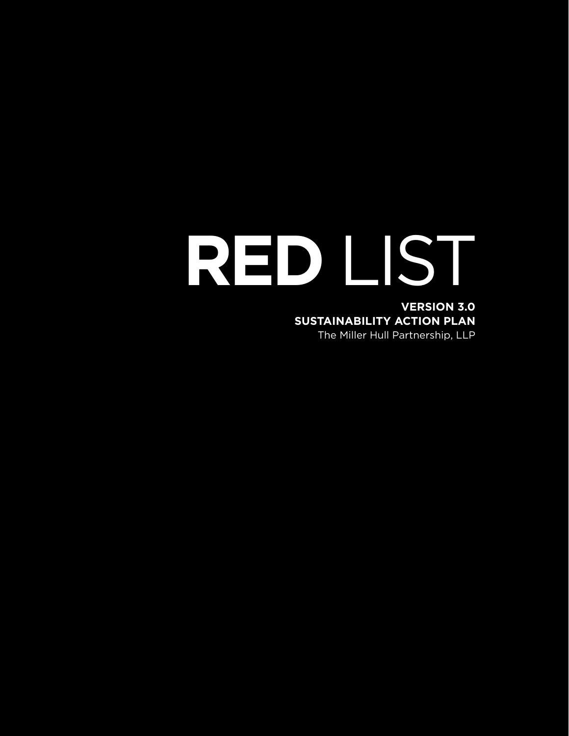# **RED** LIST

**VERSION 3.0**
**SUSTAINABILITY ACTION PLAN**
The Miller Hull Partnership, LLP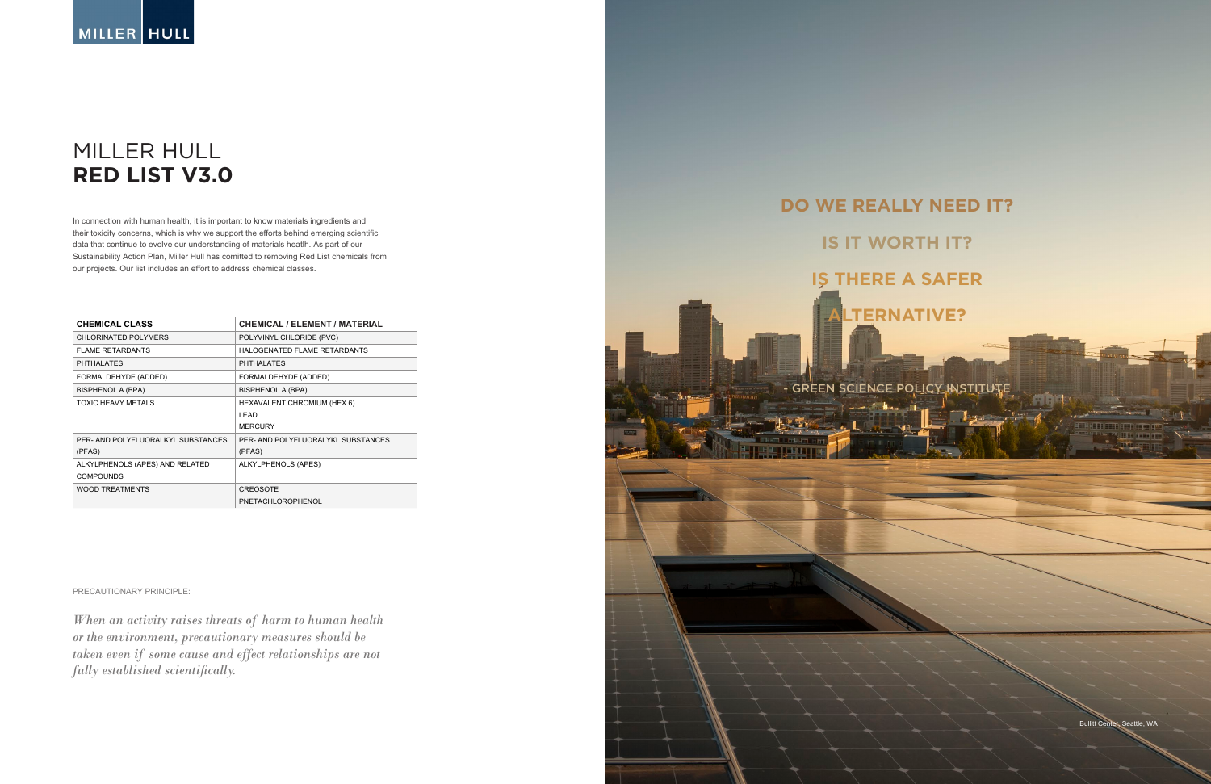MILLER HULL

# MILLER HULL **RED LIST V3.0**

In connection with human health, it is important to know materials ingredients and their toxicity concerns, which is why we support the efforts behind emerging scientific data that continue to evolve our understanding of materials heatlh. As part of our Sustainability Action Plan, Miller Hull has comitted to removing Red List chemicals from our projects. Our list includes an effort to address chemical classes.

| CHEMICAL CLASS | CHEMICAL / ELEMENT / MATERIAL |
|---|---|
| CHLORINATED POLYMERS | POLYVINYL CHLORIDE (PVC) |
| FLAME RETARDANTS | HALOGENATED FLAME RETARDANTS |
| PHTHALATES | PHTHALATES |
| FORMALDEHYDE (ADDED) | FORMALDEHYDE (ADDED) |
| BISPHENOL A (BPA) | BISPHENOL A (BPA) |
| TOXIC HEAVY METALS | HEXAVALENT CHROMIUM (HEX 6)<br>LEAD<br>MERCURY |
| PER- AND POLYFLUORALKYL SUBSTANCES (PFAS) | PER- AND POLYFLUORALYKL SUBSTANCES (PFAS) |
| ALKYLPHENOLS (APES) AND RELATED COMPOUNDS | ALKYLPHENOLS (APES) |
| WOOD TREATMENTS | CREOSOTE<br>PNETACHLOROPHENOL |

PRECAUTIONARY PRINCIPLE:

*When an activity raises threats of harm to human health or the environment, precautionary measures should be taken even if some cause and effect relationships are not fully established scientifically.*

**DO WE REALLY NEED IT?**

**IS IT WORTH IT?**

**IS THERE A SAFER ALTERNATIVE?**

- GREEN SCIENCE POLICY INSTITUTE

Bullitt Center, Seattle, WA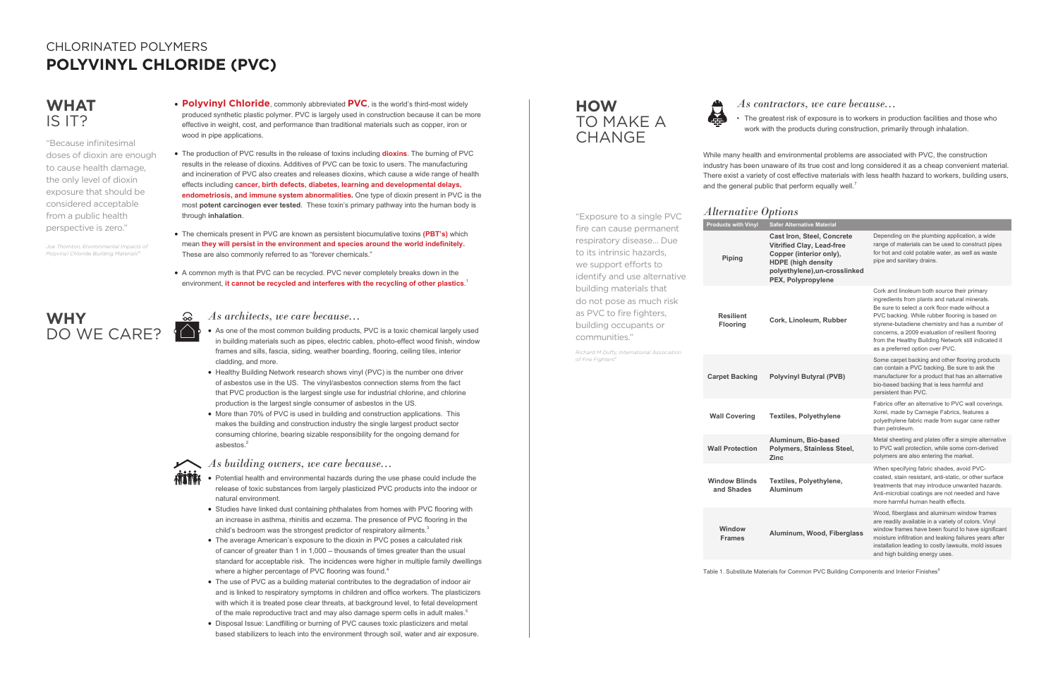CHLORINATED POLYMERS

# POLYVINYL CHLORIDE (PVC)

## WHAT IS IT?

"Because infinitesimal doses of dioxin are enough to cause health damage, the only level of dioxin exposure that should be considered acceptable from a public health perspective is zero."

*Joe Thornton, Environmental Impacts of Polyvinyl Chloride Building Materials*[6]

- **Polyvinyl Chloride**, commonly abbreviated **PVC**, is the world's third-most widely produced synthetic plastic polymer. PVC is largely used in construction because it can be more effective in weight, cost, and performance than traditional materials such as copper, iron or wood in pipe applications.
- The production of PVC results in the release of toxins including **dioxins**. The burning of PVC results in the release of dioxins. Additives of PVC can be toxic to users. The manufacturing and incineration of PVC also creates and releases dioxins, which cause a wide range of health effects including **cancer, birth defects, diabetes, learning and developmental delays, endometriosis, and immune system abnormalities.** One type of dioxin present in PVC is the most **potent carcinogen ever tested**. These toxin's primary pathway into the human body is through **inhalation**.
- The chemicals present in PVC are known as persistent biocumulative toxins **(PBT's)** which mean **they will persist in the environment and species around the world indefinitely.** These are also commonly referred to as "forever chemicals."
- A common myth is that PVC can be recycled. PVC never completely breaks down in the environment, **it cannot be recycled and interferes with the recycling of other plastics**.[1]

## WHY DO WE CARE?

### *As architects, we care because...*

- As one of the most common building products, PVC is a toxic chemical largely used in building materials such as pipes, electric cables, photo-effect wood finish, window frames and sills, fascia, siding, weather boarding, flooring, ceiling tiles, interior cladding, and more.
- Healthy Building Network research shows vinyl (PVC) is the number one driver of asbestos use in the US. The vinyl/asbestos connection stems from the fact that PVC production is the largest single use for industrial chlorine, and chlorine production is the largest single consumer of asbestos in the US.
- More than 70% of PVC is used in building and construction applications. This makes the building and construction industry the single largest product sector consuming chlorine, bearing sizable responsibility for the ongoing demand for asbestos.[2]

### *As building owners, we care because...*

- Potential health and environmental hazards during the use phase could include the release of toxic substances from largely plasticized PVC products into the indoor or natural environment.
- Studies have linked dust containing phthalates from homes with PVC flooring with an increase in asthma, rhinitis and eczema. The presence of PVC flooring in the child's bedroom was the strongest predictor of respiratory ailments.[3]
- The average American's exposure to the dioxin in PVC poses a calculated risk of cancer of greater than 1 in 1,000 – thousands of times greater than the usual standard for acceptable risk. The incidences were higher in multiple family dwellings where a higher percentage of PVC flooring was found.[4]
- The use of PVC as a building material contributes to the degradation of indoor air and is linked to respiratory symptoms in children and office workers. The plasticizers with which it is treated pose clear threats, at background level, to fetal development of the male reproductive tract and may also damage sperm cells in adult males.[5]
- Disposal Issue: Landfilling or burning of PVC causes toxic plasticizers and metal based stabilizers to leach into the environment through soil, water and air exposure.

## HOW TO MAKE A CHANGE

### *As contractors, we care because...*

- The greatest risk of exposure is to workers in production facilities and those who work with the products during construction, primarily through inhalation.

While many health and environmental problems are associated with PVC, the construction industry has been unaware of its true cost and long considered it as a cheap convenient material. There exist a variety of cost effective materials with less health hazard to workers, building users, and the general public that perform equally well.[7]

"Exposure to a single PVC fire can cause permanent respiratory disease... Due to its intrinsic hazards, we support efforts to identify and use alternative building materials that do not pose as much risk as PVC to fire fighters, building occupants or communities."

*Richard M Duffy, International Association of Fire Fighters*[8]

### *Alternative Options*

| Products with Vinyl | Safer Alternative Material | |
|---|---|---|
| Piping | Cast Iron, Steel, Concrete Vitrified Clay, Lead-free Copper (interior only), HDPE (high density polyethylene),un-crosslinked PEX, Polypropylene | Depending on the plumbing application, a wide range of materials can be used to construct pipes for hot and cold potable water, as well as waste pipe and sanitary drains. |
| Resilient Flooring | Cork, Linoleum, Rubber | Cork and linoleum both source their primary ingredients from plants and natural minerals. Be sure to select a cork floor made without a PVC backing. While rubber flooring is based on styrene-butadiene chemistry and has a number of concerns, a 2009 evaluation of resilient flooring from the Healthy Building Network still indicated it as a preferred option over PVC. |
| Carpet Backing | Polyvinyl Butyral (PVB) | Some carpet backing and other flooring products can contain a PVC backing. Be sure to ask the manufacturer for a product that has an alternative bio-based backing that is less harmful and persistent than PVC. |
| Wall Covering | Textiles, Polyethylene | Fabrics offer an alternative to PVC wall coverings. Xorel, made by Carnegie Fabrics, features a polyethylene fabric made from sugar cane rather than petroleum. |
| Wall Protection | Aluminum, Bio-based Polymers, Stainless Steel, Zinc | Metal sheeting and plates offer a simple alternative to PVC wall protection, while some corn-derived polymers are also entering the market. |
| Window Blinds and Shades | Textiles, Polyethylene, Aluminum | When specifying fabric shades, avoid PVC-coated, stain resistant, anti-static, or other surface treatments that may introduce unwanted hazards. Anti-microbial coatings are not needed and have more harmful human health effects. |
| Window Frames | Aluminum, Wood, Fiberglass | Wood, fiberglass and aluminum window frames are readily available in a variety of colors. Vinyl window frames have been found to have significant moisture infiltration and leaking failures years after installation leading to costly lawsuits, mold issues and high building energy uses. |

Table 1. Substitute Materials for Common PVC Building Components and Interior Finishes[9]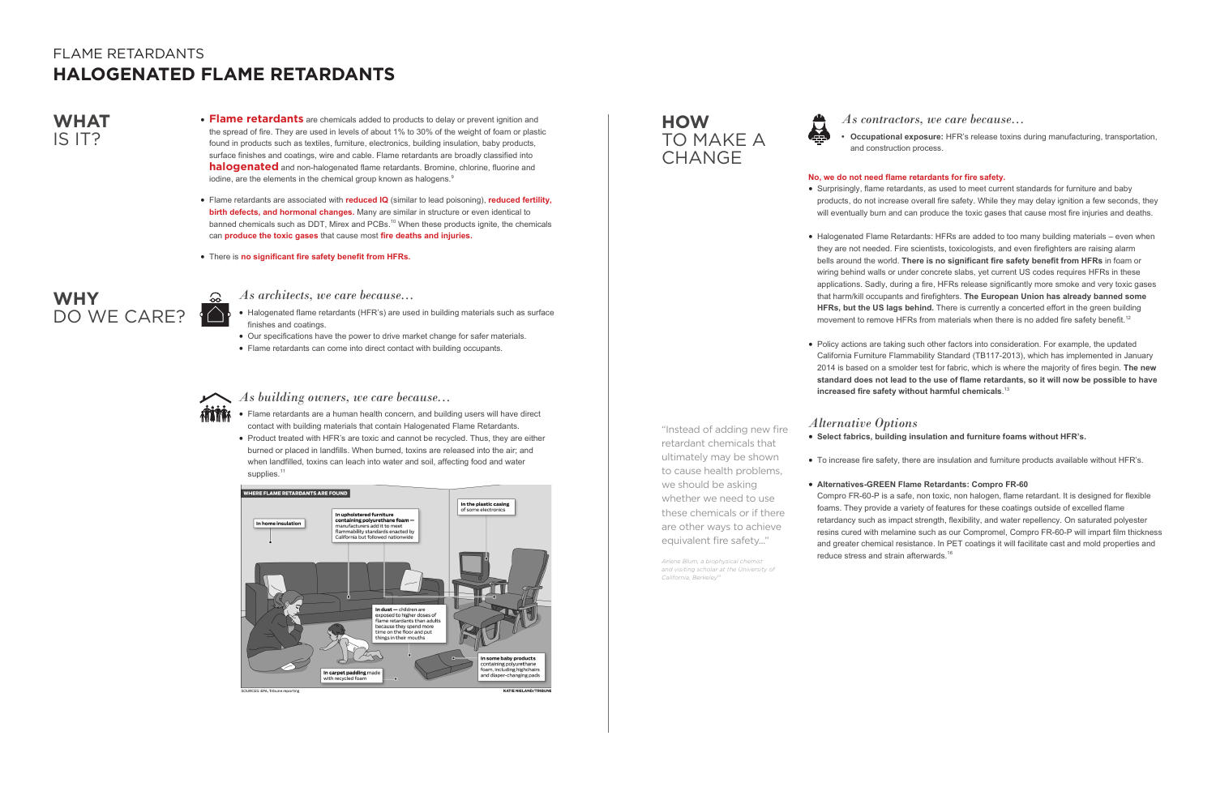FLAME RETARDANTS

# HALOGENATED FLAME RETARDANTS

## WHAT IS IT?

- **Flame retardants** are chemicals added to products to delay or prevent ignition and the spread of fire. They are used in levels of about 1% to 30% of the weight of foam or plastic found in products such as textiles, furniture, electronics, building insulation, baby products, surface finishes and coatings, wire and cable. Flame retardants are broadly classified into **halogenated** and non-halogenated flame retardants. Bromine, chlorine, fluorine and iodine, are the elements in the chemical group known as halogens.[9]
- Flame retardants are associated with **reduced IQ** (similar to lead poisoning), **reduced fertility, birth defects, and hormonal changes.** Many are similar in structure or even identical to banned chemicals such as DDT, Mirex and PCBs.[10] When these products ignite, the chemicals can **produce the toxic gases** that cause most **fire deaths and injuries.**
- There is **no significant fire safety benefit from HFRs.**

## WHY DO WE CARE?

### *As architects, we care because…*

- Halogenated flame retardants (HFR's) are used in building materials such as surface finishes and coatings.
- Our specifications have the power to drive market change for safer materials.
- Flame retardants can come into direct contact with building occupants.

### *As building owners, we care because…*

- Flame retardants are a human health concern, and building users will have direct contact with building materials that contain Halogenated Flame Retardants.
- Product treated with HFR's are toxic and cannot be recycled. Thus, they are either burned or placed in landfills. When burned, toxins are released into the air; and when landfilled, toxins can leach into water and soil, affecting food and water supplies.[11]

**WHERE FLAME RETARDANTS ARE FOUND**

- In home insulation
- In upholstered furniture containing polyurethane foam — manufacturers add it to meet flammability standards enacted by California but followed nationwide
- In the plastic casing of some electronics
- In dust — children are exposed to higher doses of flame retardants than adults because they spend more time on the floor and put things in their mouths
- In some baby products containing polyurethane foam, including highchairs and diaper-changing pads
- In carpet padding made with recycled foam

SOURCES: EPA, Tribune reporting — KATIE NIELAND/TRIBUNE

## HOW TO MAKE A CHANGE

### *As contractors, we care because…*

- **Occupational exposure:** HFR's release toxins during manufacturing, transportation, and construction process.

**No, we do not need flame retardants for fire safety.**

- Surprisingly, flame retardants, as used to meet current standards for furniture and baby products, do not increase overall fire safety. While they may delay ignition a few seconds, they will eventually burn and can produce the toxic gases that cause most fire injuries and deaths.
- Halogenated Flame Retardants: HFRs are added to too many building materials – even when they are not needed. Fire scientists, toxicologists, and even firefighters are raising alarm bells around the world. **There is no significant fire safety benefit from HFRs** in foam or wiring behind walls or under concrete slabs, yet current US codes requires HFRs in these applications. Sadly, during a fire, HFRs release significantly more smoke and very toxic gases that harm/kill occupants and firefighters. **The European Union has already banned some HFRs, but the US lags behind.** There is currently a concerted effort in the green building movement to remove HFRs from materials when there is no added fire safety benefit.[12]
- Policy actions are taking such other factors into consideration. For example, the updated California Furniture Flammability Standard (TB117-2013), which has implemented in January 2014 is based on a smolder test for fabric, which is where the majority of fires begin. **The new standard does not lead to the use of flame retardants, so it will now be possible to have increased fire safety without harmful chemicals**.[13]

"Instead of adding new fire retardant chemicals that ultimately may be shown to cause health problems, we should be asking whether we need to use these chemicals or if there are other ways to achieve equivalent fire safety..."

*Arlene Blum, a biophysical chemist and visiting scholar at the University of California, Berkeley[14]*

### *Alternative Options*

- **Select fabrics, building insulation and furniture foams without HFR's.**
- To increase fire safety, there are insulation and furniture products available without HFR's.
- **Alternatives-GREEN Flame Retardants: Compro FR-60**

  Compro FR-60-P is a safe, non toxic, non halogen, flame retardant. It is designed for flexible foams. They provide a variety of features for these coatings outside of excelled flame retardancy such as impact strength, flexibility, and water repellency. On saturated polyester resins cured with melamine such as our Compromel, Compro FR-60-P will impart film thickness and greater chemical resistance. In PET coatings it will facilitate cast and mold properties and reduce stress and strain afterwards.[15]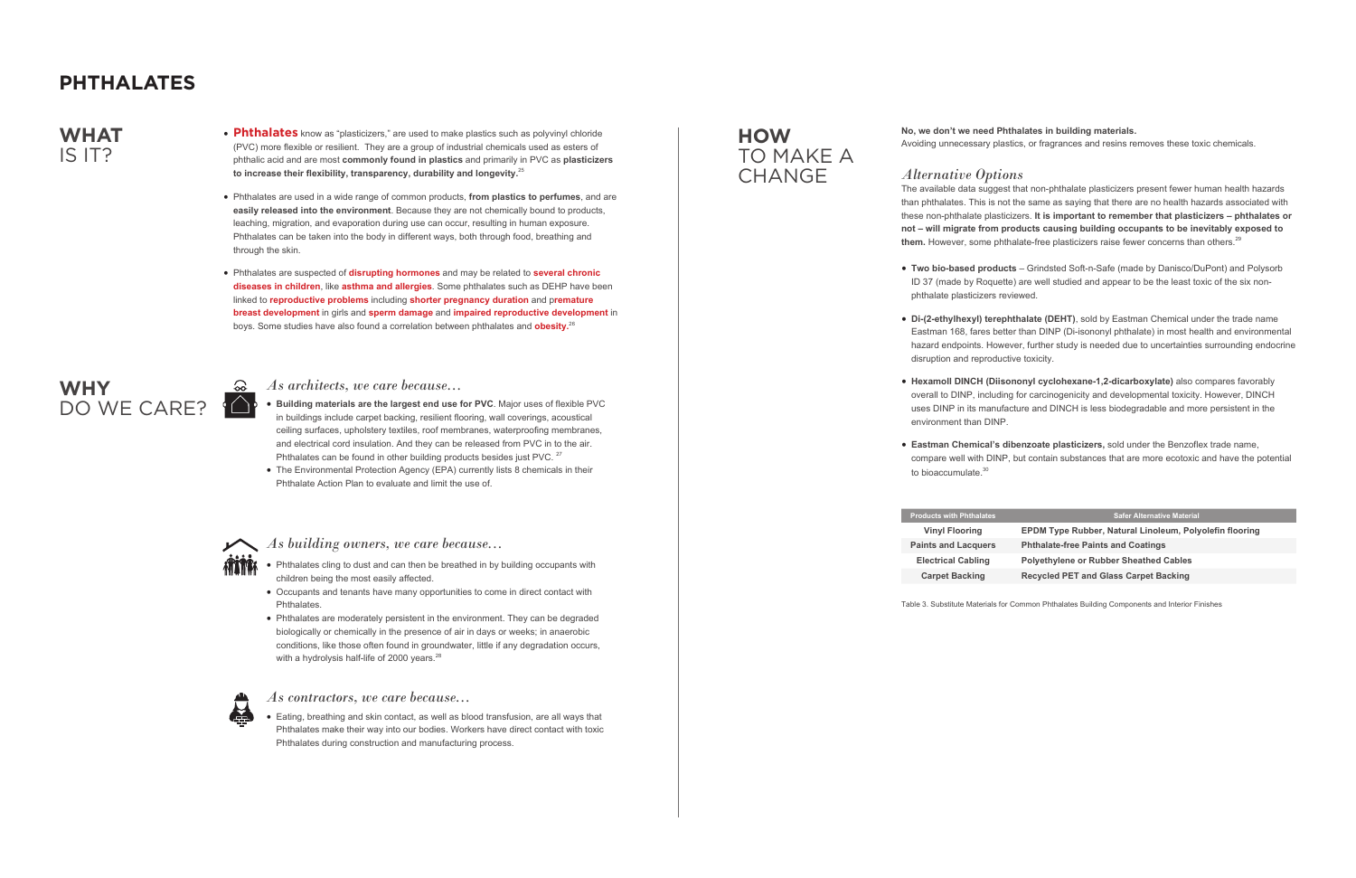# PHTHALATES

## WHAT IS IT?

- **Phthalates** know as "plasticizers," are used to make plastics such as polyvinyl chloride (PVC) more flexible or resilient. They are a group of industrial chemicals used as esters of phthalic acid and are most **commonly found in plastics** and primarily in PVC as **plasticizers to increase their flexibility, transparency, durability and longevity.**[25]
- Phthalates are used in a wide range of common products, **from plastics to perfumes**, and are **easily released into the environment**. Because they are not chemically bound to products, leaching, migration, and evaporation during use can occur, resulting in human exposure. Phthalates can be taken into the body in different ways, both through food, breathing and through the skin.
- Phthalates are suspected of **disrupting hormones** and may be related to **several chronic diseases in children**, like **asthma and allergies**. Some phthalates such as DEHP have been linked to **reproductive problems** including **shorter pregnancy duration** and **premature breast development** in girls and **sperm damage** and **impaired reproductive development** in boys. Some studies have also found a correlation between phthalates and **obesity.**[26]

## WHY DO WE CARE?

### *As architects, we care because...*

- **Building materials are the largest end use for PVC**. Major uses of flexible PVC in buildings include carpet backing, resilient flooring, wall coverings, acoustical ceiling surfaces, upholstery textiles, roof membranes, waterproofing membranes, and electrical cord insulation. And they can be released from PVC in to the air. Phthalates can be found in other building products besides just PVC.[27]
- The Environmental Protection Agency (EPA) currently lists 8 chemicals in their Phthalate Action Plan to evaluate and limit the use of.

### *As building owners, we care because...*

- Phthalates cling to dust and can then be breathed in by building occupants with children being the most easily affected.
- Occupants and tenants have many opportunities to come in direct contact with Phthalates.
- Phthalates are moderately persistent in the environment. They can be degraded biologically or chemically in the presence of air in days or weeks; in anaerobic conditions, like those often found in groundwater, little if any degradation occurs, with a hydrolysis half-life of 2000 years.[28]

### *As contractors, we care because...*

- Eating, breathing and skin contact, as well as blood transfusion, are all ways that Phthalates make their way into our bodies. Workers have direct contact with toxic Phthalates during construction and manufacturing process.

## HOW TO MAKE A CHANGE

**No, we don't we need Phthalates in building materials.**
Avoiding unnecessary plastics, or fragrances and resins removes these toxic chemicals.

### *Alternative Options*

The available data suggest that non-phthalate plasticizers present fewer human health hazards than phthalates. This is not the same as saying that there are no health hazards associated with these non-phthalate plasticizers. **It is important to remember that plasticizers – phthalates or not – will migrate from products causing building occupants to be inevitably exposed to them.** However, some phthalate-free plasticizers raise fewer concerns than others.[29]

- **Two bio-based products** – Grindsted Soft-n-Safe (made by Danisco/DuPont) and Polysorb ID 37 (made by Roquette) are well studied and appear to be the least toxic of the six non-phthalate plasticizers reviewed.
- **Di-(2-ethylhexyl) terephthalate (DEHT)**, sold by Eastman Chemical under the trade name Eastman 168, fares better than DINP (Di-isononyl phthalate) in most health and environmental hazard endpoints. However, further study is needed due to uncertainties surrounding endocrine disruption and reproductive toxicity.
- **Hexamoll DINCH (Diisononyl cyclohexane-1,2-dicarboxylate)** also compares favorably overall to DINP, including for carcinogenicity and developmental toxicity. However, DINCH uses DINP in its manufacture and DINCH is less biodegradable and more persistent in the environment than DINP.
- **Eastman Chemical's dibenzoate plasticizers,** sold under the Benzoflex trade name, compare well with DINP, but contain substances that are more ecotoxic and have the potential to bioaccumulate.[30]

| Products with Phthalates | Safer Alternative Material |
|---|---|
| Vinyl Flooring | EPDM Type Rubber, Natural Linoleum, Polyolefin flooring |
| Paints and Lacquers | Phthalate-free Paints and Coatings |
| Electrical Cabling | Polyethylene or Rubber Sheathed Cables |
| Carpet Backing | Recycled PET and Glass Carpet Backing |

Table 3. Substitute Materials for Common Phthalates Building Components and Interior Finishes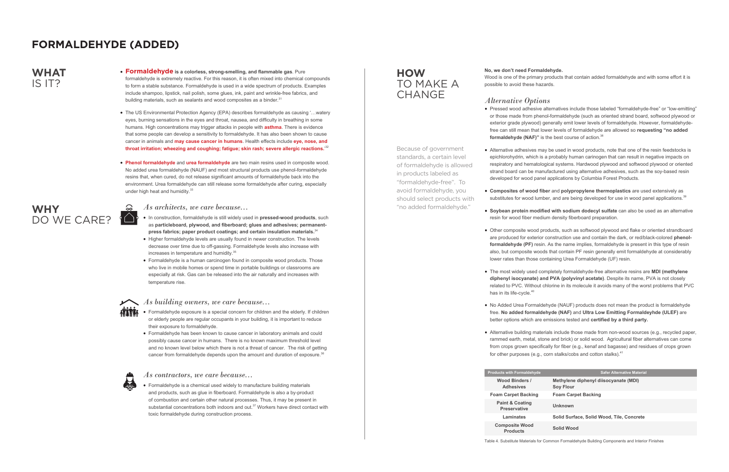# FORMALDEHYDE (ADDED)

## WHAT IS IT?

- **Formaldehyde is a colorless, strong-smelling, and flammable gas**. Pure formaldehyde is extremely reactive. For this reason, it is often mixed into chemical compounds to form a stable substance. Formaldehyde is used in a wide spectrum of products. Examples include shampoo, lipstick, nail polish, some glues, ink, paint and wrinkle-free fabrics, and building materials, such as sealants and wood composites as a binder.[31]

- The US Environmental Protection Agency (EPA) describes formaldehyde as causing '…watery eyes, burning sensations in the eyes and throat, nausea, and difficulty in breathing in some humans. High concentrations may trigger attacks in people with **asthma**. There is evidence that some people can develop a sensitivity to formaldehyde. It has also been shown to cause cancer in animals and **may cause cancer in humans**. Health effects include **eye, nose, and throat irritation; wheezing and coughing; fatigue; skin rash; severe allergic reactions**.'[32]

- **Phenol formaldehyde** and **urea formaldehyde** are two main resins used in composite wood. No added urea formaldehyde (NAUF) and most structural products use phenol-formaldehyde resins that, when cured, do not release significant amounts of formaldehyde back into the environment. Urea formaldehyde can still release some formaldehyde after curing, especially under high heat and humidity.[33]

## WHY DO WE CARE?

### *As architects, we care because…*

- In construction, formaldehyde is still widely used in **pressed-wood products**, such as **particleboard, plywood, and fiberboard; glues and adhesives; permanent-press fabrics; paper product coatings; and certain insulation materials.**[34]
- Higher formaldehyde levels are usually found in newer construction. The levels decrease over time due to off-gassing. Formaldehyde levels also increase with increases in temperature and humidity.[35]
- Formaldehyde is a human carcinogen found in composite wood products. Those who live in mobile homes or spend time in portable buildings or classrooms are especially at risk. Gas can be released into the air naturally and increases with temperature rise.

### *As building owners, we care because…*

- Formaldehyde exposure is a special concern for children and the elderly. If children or elderly people are regular occupants in your building, it is important to reduce their exposure to formaldehyde.
- Formaldehyde has been known to cause cancer in laboratory animals and could possibly cause cancer in humans. There is no known maximum threshold level and no known level below which there is not a threat of cancer. The risk of getting cancer from formaldehyde depends upon the amount and duration of exposure.[36]

### *As contractors, we care because…*

- Formaldehyde is a chemical used widely to manufacture building materials and products, such as glue in fiberboard. Formaldehyde is also a by-product of combustion and certain other natural processes. Thus, it may be present in substantial concentrations both indoors and out.[37] Workers have direct contact with toxic formaldehyde during construction process.

## HOW TO MAKE A CHANGE

Because of government standards, a certain level of formaldehyde is allowed in products labeled as "formaldehyde-free". To avoid formaldehyde, you should select products with "no added formaldehyde."

**No, we don't need Formaldehyde.**
Wood is one of the primary products that contain added formaldehyde and with some effort it is possible to avoid these hazards.

### *Alternative Options*

- Pressed wood adhesive alternatives include those labeled "formaldehyde-free" or "low-emitting" or those made from phenol-formaldehyde (such as oriented strand board, softwood plywood or exterior grade plywood) generally emit lower levels of formaldehyde. However, formaldehyde-free can still mean that lower levels of formaldehyde are allowed so **requesting "no added formaldehyde (NAF)"** is the best course of action.[38]

- Alternative adhesives may be used in wood products, note that one of the resin feedstocks is epichlorohydrin, which is a probably human carinogen that can result in negative impacts on respiratory and hematological systems. Hardwood plywood and softwood plywood or oriented strand board can be manufactured using alternative adhesives, such as the soy-based resin developed for wood panel applications by Columbia Forest Products.

- **Composites of wood fiber** and **polypropylene thermoplastics** are used extensively as substitutes for wood lumber, and are being developed for use in wood panel applications.[39]

- **Soybean protein modified with sodium dodecyl sulfate** can also be used as an alternative resin for wood fiber medium density fiberboard preparation.

- Other composite wood products, such as softwood plywood and flake or oriented strandboard are produced for exterior construction use and contain the dark, or red/black-colored **phenol-formaldehyde (PF)** resin. As the name implies, formaldehyde is present in this type of resin also, but composite woods that contain PF resin generally emit formaldehyde at considerably lower rates than those containing Urea Formaldehyde (UF) resin.

- The most widely used completely formaldehyde-free alternative resins are **MDI (methylene diphenyl isocyanate) and PVA (polyvinyl acetate)**. Despite its name, PVA is not closely related to PVC. Without chlorine in its molecule it avoids many of the worst problems that PVC has in its life-cycle.[40]

- No Added Urea Formaldehyde (NAUF) products does not mean the product is formaldehyde free. **No added formaldehyde (NAF)** and **Ultra Low Emitting Formaldeyhde (ULEF)** are better options which are emissions tested and **certified by a third party.**

- Alternative building materials include those made from non-wood sources (e.g., recycled paper, rammed earth, metal, stone and brick) or solid wood. Agricultural fiber alternatives can come from crops grown specifically for fiber (e.g., kenaf and bagasse) and residues of crops grown for other purposes (e.g., corn stalks/cobs and cotton stalks).[41]

| Products with Formaldehyde | Safer Alternative Material |
|---|---|
| Wood Binders / Adhesives | Methylene diphenyl diisocyanate (MDI) Soy Flour |
| Foam Carpet Backing | Foam Carpet Backing |
| Paint & Coating Preservative | Unknown |
| Laminates | Solid Surface, Solid Wood, Tile, Concrete |
| Composite Wood Products | Solid Wood |

Table 4. Substitute Materials for Common Formaldehyde Building Components and Interior Finishes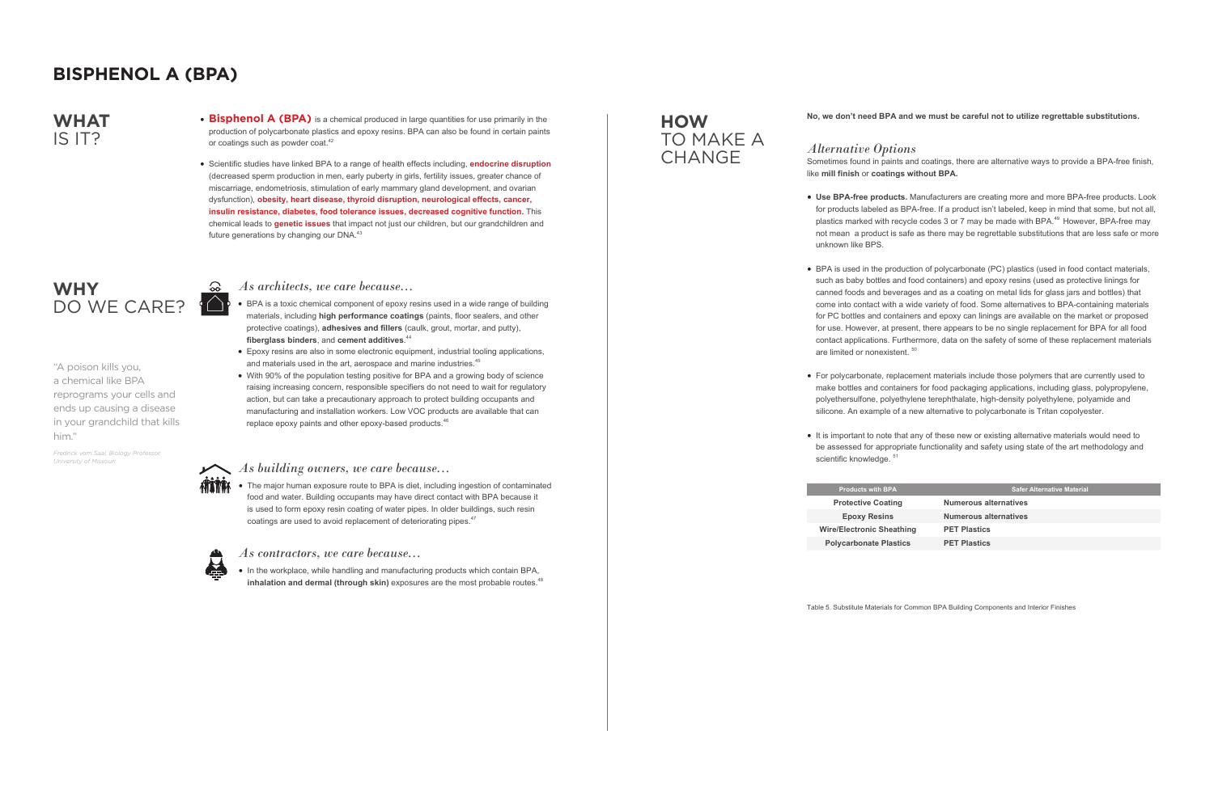# BISPHENOL A (BPA)

## WHAT IS IT?

- **Bisphenol A (BPA)** is a chemical produced in large quantities for use primarily in the production of polycarbonate plastics and epoxy resins. BPA can also be found in certain paints or coatings such as powder coat.[42]
- Scientific studies have linked BPA to a range of health effects including, **endocrine disruption** (decreased sperm production in men, early puberty in girls, fertility issues, greater chance of miscarriage, endometriosis, stimulation of early mammary gland development, and ovarian dysfunction), **obesity, heart disease, thyroid disruption, neurological effects, cancer, insulin resistance, diabetes, food tolerance issues, decreased cognitive function.** This chemical leads to **genetic issues** that impact not just our children, but our grandchildren and future generations by changing our DNA.[43]

## WHY DO WE CARE?

"A poison kills you, a chemical like BPA reprograms your cells and ends up causing a disease in your grandchild that kills him."

*Fredrick vom Saal, Biology Professor, University of Missouri*

### *As architects, we care because...*

- BPA is a toxic chemical component of epoxy resins used in a wide range of building materials, including **high performance coatings** (paints, floor sealers, and other protective coatings), **adhesives and fillers** (caulk, grout, mortar, and putty), **fiberglass binders**, and **cement additives**.[44]
- Epoxy resins are also in some electronic equipment, industrial tooling applications, and materials used in the art, aerospace and marine industries.[45]
- With 90% of the population testing positive for BPA and a growing body of science raising increasing concern, responsible specifiers do not need to wait for regulatory action, but can take a precautionary approach to protect building occupants and manufacturing and installation workers. Low VOC products are available that can replace epoxy paints and other epoxy-based products.[46]

### *As building owners, we care because...*

- The major human exposure route to BPA is diet, including ingestion of contaminated food and water. Building occupants may have direct contact with BPA because it is used to form epoxy resin coating of water pipes. In older buildings, such resin coatings are used to avoid replacement of deteriorating pipes.[47]

### *As contractors, we care because...*

- In the workplace, while handling and manufacturing products which contain BPA, **inhalation and dermal (through skin)** exposures are the most probable routes.[48]

## HOW TO MAKE A CHANGE

**No, we don't need BPA and we must be careful not to utilize regrettable substitutions.**

### *Alternative Options*

Sometimes found in paints and coatings, there are alternative ways to provide a BPA-free finish, like **mill finish** or **coatings without BPA.**

- **Use BPA-free products.** Manufacturers are creating more and more BPA-free products. Look for products labeled as BPA-free. If a product isn't labeled, keep in mind that some, but not all, plastics marked with recycle codes 3 or 7 may be made with BPA.[49] However, BPA-free may not mean a product is safe as there may be regrettable substitutions that are less safe or more unknown like BPS.
- BPA is used in the production of polycarbonate (PC) plastics (used in food contact materials, such as baby bottles and food containers) and epoxy resins (used as protective linings for canned foods and beverages and as a coating on metal lids for glass jars and bottles) that come into contact with a wide variety of food. Some alternatives to BPA-containing materials for PC bottles and containers and epoxy can linings are available on the market or proposed for use. However, at present, there appears to be no single replacement for BPA for all food contact applications. Furthermore, data on the safety of some of these replacement materials are limited or nonexistent.[50]
- For polycarbonate, replacement materials include those polymers that are currently used to make bottles and containers for food packaging applications, including glass, polypropylene, polyethersulfone, polyethylene terephthalate, high-density polyethylene, polyamide and silicone. An example of a new alternative to polycarbonate is Tritan copolyester.
- It is important to note that any of these new or existing alternative materials would need to be assessed for appropriate functionality and safety using state of the art methodology and scientific knowledge.[51]

| Products with BPA | Safer Alternative Material |
|---|---|
| **Protective Coating** | **Numerous alternatives** |
| **Epoxy Resins** | **Numerous alternatives** |
| **Wire/Electronic Sheathing** | **PET Plastics** |
| **Polycarbonate Plastics** | **PET Plastics** |

Table 5. Substitute Materials for Common BPA Building Components and Interior Finishes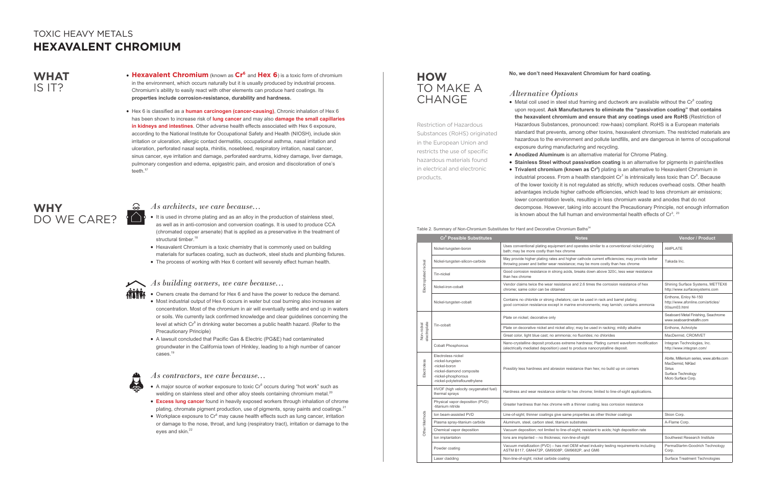# TOXIC HEAVY METALS
# HEXAVALENT CHROMIUM

## WHAT IS IT?

- **Hexavalent Chromium** (known as **$Cr^6$** and **Hex 6**) is a toxic form of chromium in the environment, which occurs naturally but it is usually produced by industrial process. Chromium's ability to easily react with other elements can produce hard coatings. Its **properties include corrosion-resistance, durability and hardness.**
- Hex 6 is classified as a **human carcinogen (cancer-causing)**. Chronic inhalation of Hex 6 has been shown to increase risk of **lung cancer** and may also **damage the small capillaries in kidneys and intestines**. Other adverse health effects associated with Hex 6 exposure, according to the National Institute for Occupational Safety and Health (NIOSH), include skin irritation or ulceration, allergic contact dermatitis, occupational asthma, nasal irritation and ulceration, perforated nasal septa, rhinitis, nosebleed, respiratory irritation, nasal cancer, sinus cancer, eye irritation and damage, perforated eardrums, kidney damage, liver damage, pulmonary congestion and edema, epigastric pain, and erosion and discoloration of one's teeth.[17]

## WHY DO WE CARE?

### *As architects, we care because...*

- It is used in chrome plating and as an alloy in the production of stainless steel, as well as in anti-corrosion and conversion coatings. It is used to produce CCA (chromated copper arsenate) that is applied as a preservative in the treatment of structural timber.[18]
- Hexavalent Chromium is a toxic chemistry that is commonly used on building materials for surfaces coating, such as ductwork, steel studs and plumbing fixtures.
- The process of working with Hex 6 content will severely effect human health.

### *As building owners, we care because...*

- Owners create the demand for Hex 6 and have the power to reduce the demand.
- Most industrial output of Hex 6 occurs in water but coal burning also increases air concentration. Most of the chromium in air will eventually settle and end up in waters or soils. We currently lack confirmed knowledge and clear guidelines concerning the level at which $Cr^6$ in drinking water becomes a public health hazard. (Refer to the Precautionary Principle)
- A lawsuit concluded that Pacific Gas & Electric (PG&E) had contaminated groundwater in the California town of Hinkley, leading to a high number of cancer cases.[19]

### *As contractors, we care because...*

- A major source of worker exposure to toxic $Cr^6$ occurs during "hot work" such as welding on stainless steel and other alloy steels containing chromium metal.[20]
- **Excess lung cancer** found in heavily exposed workers through inhalation of chrome plating, chromate pigment production, use of pigments, spray paints and coatings.[21]
- Workplace exposure to $Cr^6$ may cause health effects such as lung cancer, irritation or damage to the nose, throat, and lung (respiratory tract), irritation or damage to the eyes and skin.[22]

## HOW TO MAKE A CHANGE

Restriction of Hazardous Substances (RoHS) originated in the European Union and restricts the use of specific hazardous materials found in electrical and electronic products.

**No, we don't need Hexavalent Chromium for hard coating.**

### *Alternative Options*

- Metal coil used in steel stud framing and ductwork are available without the $Cr^6$ coating upon request. **Ask Manufacturers to eliminate the "passivation coating" that contains the hexavalent chromium and ensure that any coatings used are RoHS** (Restriction of Hazardous Substances, pronounced: row-haas) compliant. RoHS is a European materials standard that prevents, among other toxins, hexavalent chromium. The restricted materials are hazardous to the environment and pollute landfills, and are dangerous in terms of occupational exposure during manufacturing and recycling.
- **Anodized Aluminum** is an alternative material for Chrome Plating.
- **Stainless Steel without passivation coating** is an alternative for pigments in paint/textiles
- **Trivalent chromium (known as $Cr^3$)** plating is an alternative to Hexavalent Chromium in industrial process. From a health standpoint $Cr^3$ is intrinsically less toxic than $Cr^6$. Because of the lower toxicity it is not regulated as strictly, which reduces overhead costs. Other health advantages include higher cathode efficiencies, which lead to less chromium air emissions; lower concentration levels, resulting in less chromium waste and anodes that do not decompose. However, taking into account the Precautionary Principle, not enough information is known about the full human and environmental health effects of $Cr^3$.[23]

Table 2. Summary of Non-Chromium Substitutes for Hard and Decorative Chromium Baths[24]

| | $Cr^6$ Possible Substitutes | Notes | Vendor / Product |
|---|---|---|---|
| Electroplated nickel | Nickel-tungsten-boron | Uses conventional plating equipment and operates similar to a conventional nickel plating bath; may be more costly than hex chrome | AMPLATE |
| | Nickel-tungsten-silicon-carbide | May provide higher plating rates and higher cathode current efficiencies; may provide better throwing power and better wear resistance; may be more costly than hex chrome | Takada Inc. |
| | Tin-nickel | Good corrosion resistance in strong acids, breaks down above 320C, less wear resistance than hex chrome | |
| | Nickel-iron-cobalt | Vendor claims twice the wear resistance and 2.6 times the corrosion resistance of hex chrome; same color can be obtained | Shining Surface Systems, METTEX6 http://www.surfacesystems.com |
| | Nickel-tungsten-cobalt | Contains no chloride or strong chelators; can be used in rack and barrel plating; good corrosion resistance except in marine environments; may tarnish; contains ammonia | Enthone, Enloy Ni-150 http://www.afonline.com/articles/00sum03.html |
| Non-nickel electroplate | Tin-cobalt | Plate on nickel; decorative only | Seaboard Metal Finishing, Seachrome www.seaboardmetalfin.com |
| | | Plate on decorative nickel and nickel alloy; may be used in racking; mildly alkaline | Enthone, Achrolyte |
| | | Great color, light blue cast; no ammonia; no fluorides; no chlorides | MacDermid, CROMVET |
| | Cobalt Phosphorous | Nano-crystalline deposit produces extreme hardness; Plating current waveform modification (electrically mediated deposition) used to produce nanocrystalline deposit. | Integran Technologies, Inc. http://www.integran.com/ |
| Electroless | Electroless nickel -nickel-tungsten -nickel-boron -nickel-diamond composite -nickel-phosphorous -nickel-polytetraflourethylene | Possibly less hardness and abrasion resistance than hex; no build up on corners | Abrite, Millenium series, www.abrite.com MacDermid, NiKlad Sirius Surface Technology Micro Surface Corp. |
| Other Methods | HVOF (high velocity oxygenated fuel) thermal sprays | Hardness and wear resistance similar to hex chrome; limited to line-of-sight applications. | |
| | Physical vapor deposition (PVD) -titanium nitride | Greater hardness than hex chrome with a thinner coating; less corrosion resistance | |
| | Ion beam-assisted PVD | Line-of-sight; thinner coatings give same properties as other thicker coatings | Skion Corp. |
| | Plasma spray-titanium carbide | Aluminum, steel, carbon steel, titanium substrates | A-Flame Corp. |
| | Chemical vapor deposition | Vacuum deposition; not limited to line-of-sight; resistant to acids; high deposition rate | |
| | Ion implantation | Ions are implanted – no thickness; non-line-of-sight | Southwest Research Institute |
| | Powder coating | Vacuum metallization (PVD) – has met OEM wheel industry testing requirements including ASTM B117, GM4472P, GM9508P, GM9682P, and GM6 | PermaStartm-Goodrich Technology Corp. |
| | Laser cladding | Non-line-of-sight; nickel carbide coating | Surface Treatment Technologies |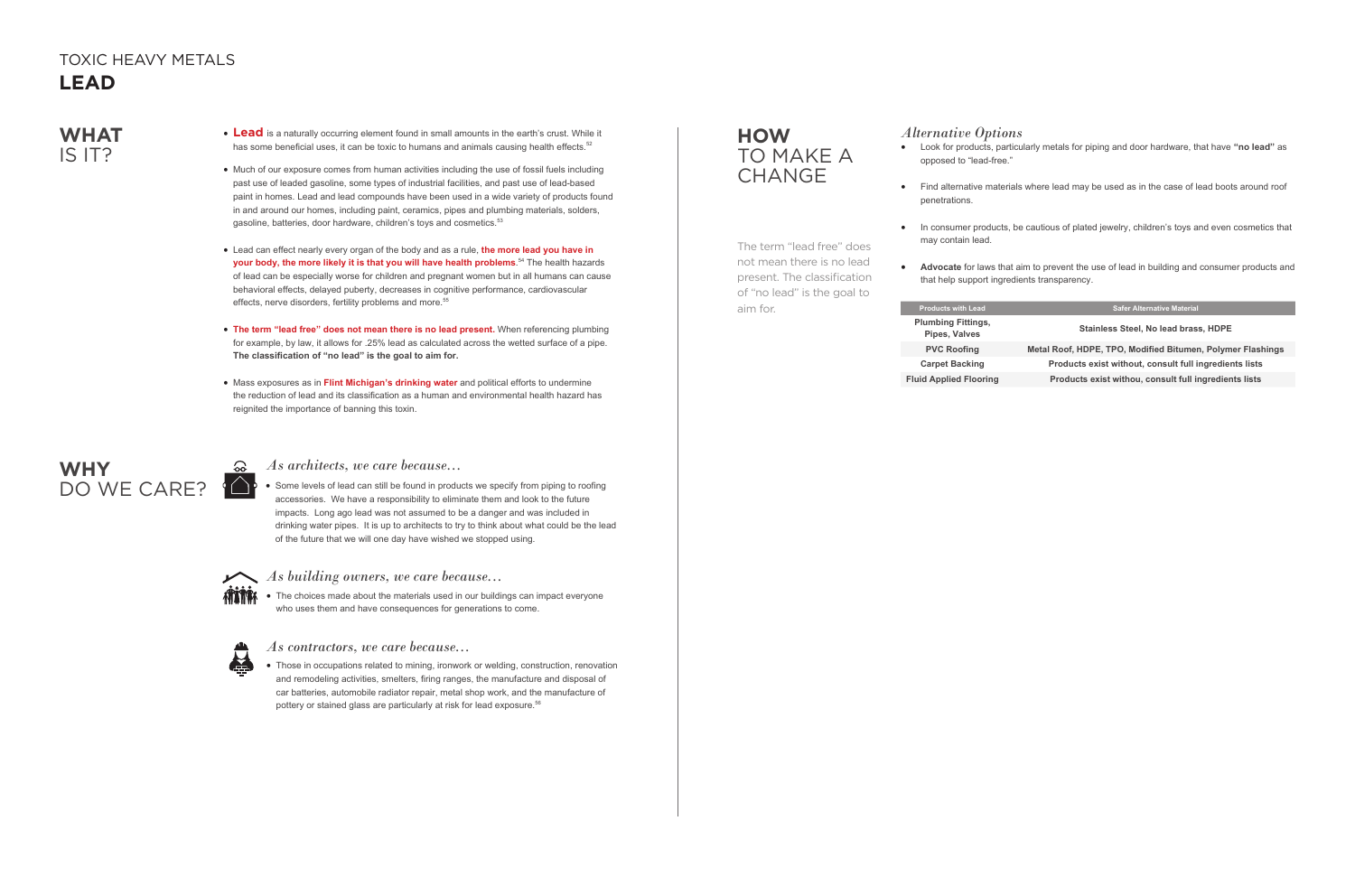# TOXIC HEAVY METALS

# LEAD

## WHAT IS IT?

- **Lead** is a naturally occurring element found in small amounts in the earth's crust. While it has some beneficial uses, it can be toxic to humans and animals causing health effects.[52]
- Much of our exposure comes from human activities including the use of fossil fuels including past use of leaded gasoline, some types of industrial facilities, and past use of lead-based paint in homes. Lead and lead compounds have been used in a wide variety of products found in and around our homes, including paint, ceramics, pipes and plumbing materials, solders, gasoline, batteries, door hardware, children's toys and cosmetics.[53]
- Lead can effect nearly every organ of the body and as a rule, **the more lead you have in your body, the more likely it is that you will have health problems**.[54] The health hazards of lead can be especially worse for children and pregnant women but in all humans can cause behavioral effects, delayed puberty, decreases in cognitive performance, cardiovascular effects, nerve disorders, fertility problems and more.[55]
- **The term "lead free" does not mean there is no lead present.** When referencing plumbing for example, by law, it allows for .25% lead as calculated across the wetted surface of a pipe. **The classification of "no lead" is the goal to aim for.**
- Mass exposures as in **Flint Michigan's drinking water** and political efforts to undermine the reduction of lead and its classification as a human and environmental health hazard has reignited the importance of banning this toxin.

## WHY DO WE CARE?

*As architects, we care because...*

- Some levels of lead can still be found in products we specify from piping to roofing accessories. We have a responsibility to eliminate them and look to the future impacts. Long ago lead was not assumed to be a danger and was included in drinking water pipes. It is up to architects to try to think about what could be the lead of the future that we will one day have wished we stopped using.

*As building owners, we care because...*

- The choices made about the materials used in our buildings can impact everyone who uses them and have consequences for generations to come.

*As contractors, we care because...*

- Those in occupations related to mining, ironwork or welding, construction, renovation and remodeling activities, smelters, firing ranges, the manufacture and disposal of car batteries, automobile radiator repair, metal shop work, and the manufacture of pottery or stained glass are particularly at risk for lead exposure.[56]

## HOW TO MAKE A CHANGE

The term "lead free" does not mean there is no lead present. The classification of "no lead" is the goal to aim for.

*Alternative Options*

- Look for products, particularly metals for piping and door hardware, that have **"no lead"** as opposed to "lead-free."
- Find alternative materials where lead may be used as in the case of lead boots around roof penetrations.
- In consumer products, be cautious of plated jewelry, children's toys and even cosmetics that may contain lead.
- **Advocate** for laws that aim to prevent the use of lead in building and consumer products and that help support ingredients transparency.

| Products with Lead | Safer Alternative Material |
| --- | --- |
| Plumbing Fittings, Pipes, Valves | Stainless Steel, No lead brass, HDPE |
| PVC Roofing | Metal Roof, HDPE, TPO, Modified Bitumen, Polymer Flashings |
| Carpet Backing | Products exist without, consult full ingredients lists |
| Fluid Applied Flooring | Products exist withou, consult full ingredients lists |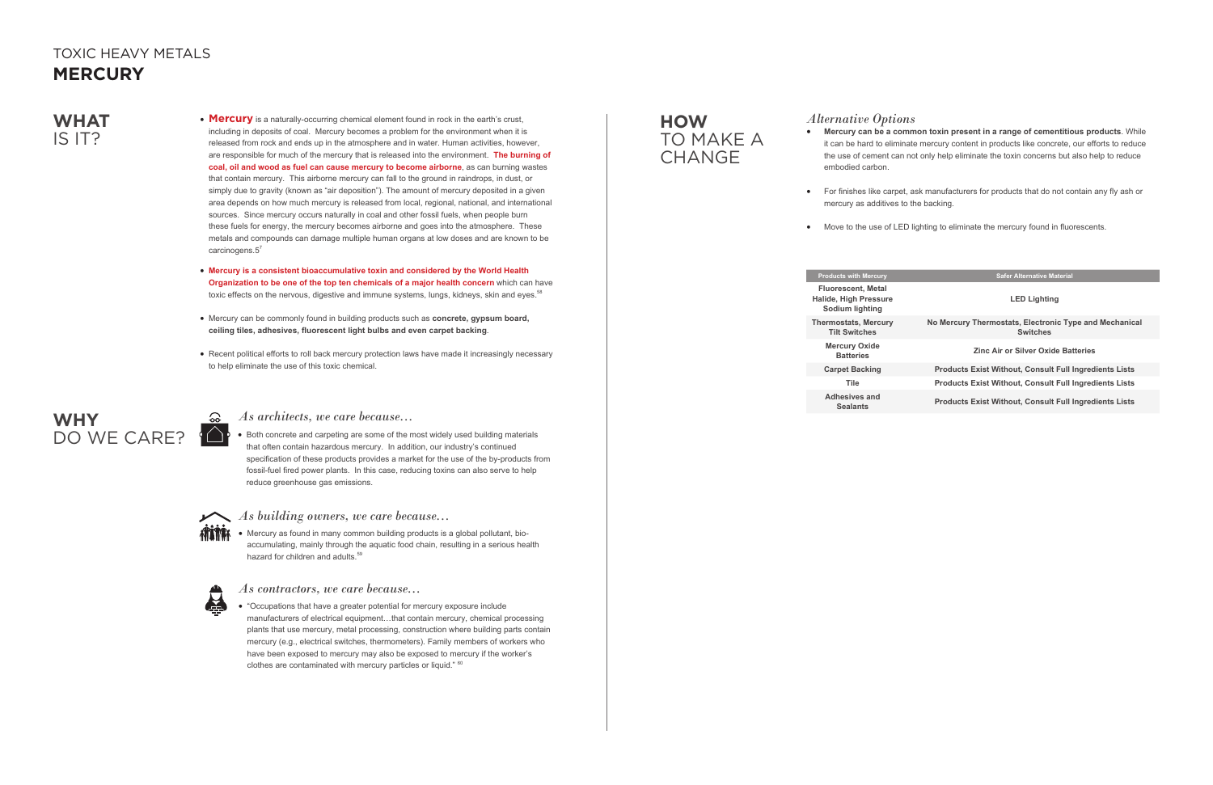# TOXIC HEAVY METALS
# MERCURY

## WHAT IS IT?

- **Mercury** is a naturally-occurring chemical element found in rock in the earth's crust, including in deposits of coal. Mercury becomes a problem for the environment when it is released from rock and ends up in the atmosphere and in water. Human activities, however, are responsible for much of the mercury that is released into the environment. **The burning of coal, oil and wood as fuel can cause mercury to become airborne**, as can burning wastes that contain mercury. This airborne mercury can fall to the ground in raindrops, in dust, or simply due to gravity (known as "air deposition"). The amount of mercury deposited in a given area depends on how much mercury is released from local, regional, national, and international sources. Since mercury occurs naturally in coal and other fossil fuels, when people burn these fuels for energy, the mercury becomes airborne and goes into the atmosphere. These metals and compounds can damage multiple human organs at low doses and are known to be carcinogens.5[7]
- **Mercury is a consistent bioaccumulative toxin and considered by the World Health Organization to be one of the top ten chemicals of a major health concern** which can have toxic effects on the nervous, digestive and immune systems, lungs, kidneys, skin and eyes.[58]
- Mercury can be commonly found in building products such as **concrete, gypsum board, ceiling tiles, adhesives, fluorescent light bulbs and even carpet backing**.
- Recent political efforts to roll back mercury protection laws have made it increasingly necessary to help eliminate the use of this toxic chemical.

## WHY DO WE CARE?

### *As architects, we care because...*

- Both concrete and carpeting are some of the most widely used building materials that often contain hazardous mercury. In addition, our industry's continued specification of these products provides a market for the use of the by-products from fossil-fuel fired power plants. In this case, reducing toxins can also serve to help reduce greenhouse gas emissions.

### *As building owners, we care because...*

- Mercury as found in many common building products is a global pollutant, bio-accumulating, mainly through the aquatic food chain, resulting in a serious health hazard for children and adults.[59]

### *As contractors, we care because...*

- "Occupations that have a greater potential for mercury exposure include manufacturers of electrical equipment…that contain mercury, chemical processing plants that use mercury, metal processing, construction where building parts contain mercury (e.g., electrical switches, thermometers). Family members of workers who have been exposed to mercury may also be exposed to mercury if the worker's clothes are contaminated with mercury particles or liquid." [60]

## HOW TO MAKE A CHANGE

### *Alternative Options*

- **Mercury can be a common toxin present in a range of cementitious products**. While it can be hard to eliminate mercury content in products like concrete, our efforts to reduce the use of cement can not only help eliminate the toxin concerns but also help to reduce embodied carbon.
- For finishes like carpet, ask manufacturers for products that do not contain any fly ash or mercury as additives to the backing.
- Move to the use of LED lighting to eliminate the mercury found in fluorescents.

| Products with Mercury | Safer Alternative Material |
|---|---|
| **Fluorescent, Metal Halide, High Pressure Sodium lighting** | **LED Lighting** |
| **Thermostats, Mercury Tilt Switches** | **No Mercury Thermostats, Electronic Type and Mechanical Switches** |
| **Mercury Oxide Batteries** | **Zinc Air or Silver Oxide Batteries** |
| **Carpet Backing** | **Products Exist Without, Consult Full Ingredients Lists** |
| **Tile** | **Products Exist Without, Consult Full Ingredients Lists** |
| **Adhesives and Sealants** | **Products Exist Without, Consult Full Ingredients Lists** |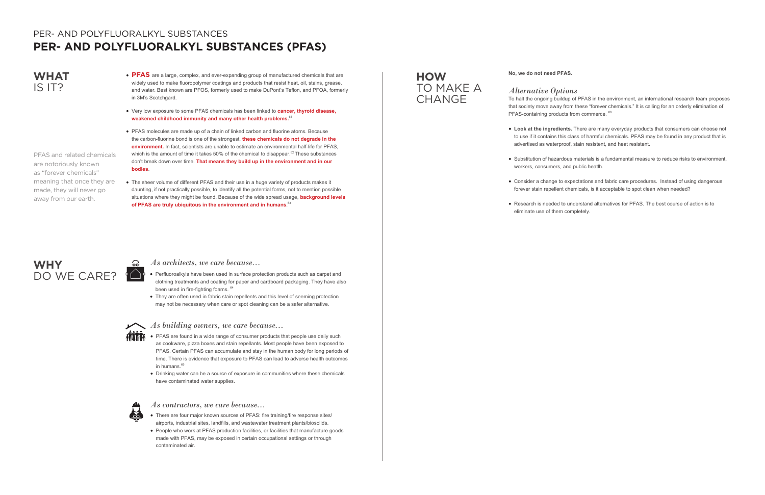PER- AND POLYFLUORALKYL SUBSTANCES

# PER- AND POLYFLUORALKYL SUBSTANCES (PFAS)

## WHAT IS IT?

PFAS and related chemicals are notoriously known as "forever chemicals" meaning that once they are made, they will never go away from our earth.

- **PFAS** are a large, complex, and ever-expanding group of manufactured chemicals that are widely used to make fluoropolymer coatings and products that resist heat, oil, stains, grease, and water. Best known are PFOS, formerly used to make DuPont's Teflon, and PFOA, formerly in 3M's Scotchgard.
- Very low exposure to some PFAS chemicals has been linked to **cancer, thyroid disease, weakened childhood immunity and many other health problems.**[61]
- PFAS molecules are made up of a chain of linked carbon and fluorine atoms. Because the carbon-fluorine bond is one of the strongest, **these chemicals do not degrade in the environment.** In fact, scientists are unable to estimate an environmental half-life for PFAS, which is the amount of time it takes 50% of the chemical to disappear.[62] These substances don't break down over time. **That means they build up in the environment and in our bodies**.
- The sheer volume of different PFAS and their use in a huge variety of products makes it daunting, if not practically possible, to identify all the potential forms, not to mention possible situations where they might be found. Because of the wide spread usage, **background levels of PFAS are truly ubiquitous in the environment and in humans**.[63]

## WHY DO WE CARE?

### *As architects, we care because...*

- Perfluoroalkyls have been used in surface protection products such as carpet and clothing treatments and coating for paper and cardboard packaging. They have also been used in fire-fighting foams. [64]
- They are often used in fabric stain repellents and this level of seeming protection may not be necessary when care or spot cleaning can be a safer alternative.

### *As building owners, we care because...*

- PFAS are found in a wide range of consumer products that people use daily such as cookware, pizza boxes and stain repellants. Most people have been exposed to PFAS. Certain PFAS can accumulate and stay in the human body for long periods of time. There is evidence that exposure to PFAS can lead to adverse health outcomes in humans.[65]
- Drinking water can be a source of exposure in communities where these chemicals have contaminated water supplies.

### *As contractors, we care because...*

- There are four major known sources of PFAS: fire training/fire response sites/ airports, industrial sites, landfills, and wastewater treatment plants/biosolids.
- People who work at PFAS production facilities, or facilities that manufacture goods made with PFAS, may be exposed in certain occupational settings or through contaminated air.

## HOW TO MAKE A CHANGE

**No, we do not need PFAS.**

### *Alternative Options*

To halt the ongoing buildup of PFAS in the environment, an international research team proposes that society move away from these "forever chemicals." It is calling for an orderly elimination of PFAS-containing products from commerce. [66]

- **Look at the ingredients.** There are many everyday products that consumers can choose not to use if it contains this class of harmful chemicals. PFAS may be found in any product that is advertised as waterproof, stain resistent, and heat resistent.
- Substitution of hazardous materials is a fundamental measure to reduce risks to environment, workers, consumers, and public heatlh.
- Consider a change to expectations and fabric care procedures. Instead of using dangerous forever stain repellent chemicals, is it acceptable to spot clean when needed?
- Research is needed to understand alternatives for PFAS. The best course of action is to eliminate use of them completely.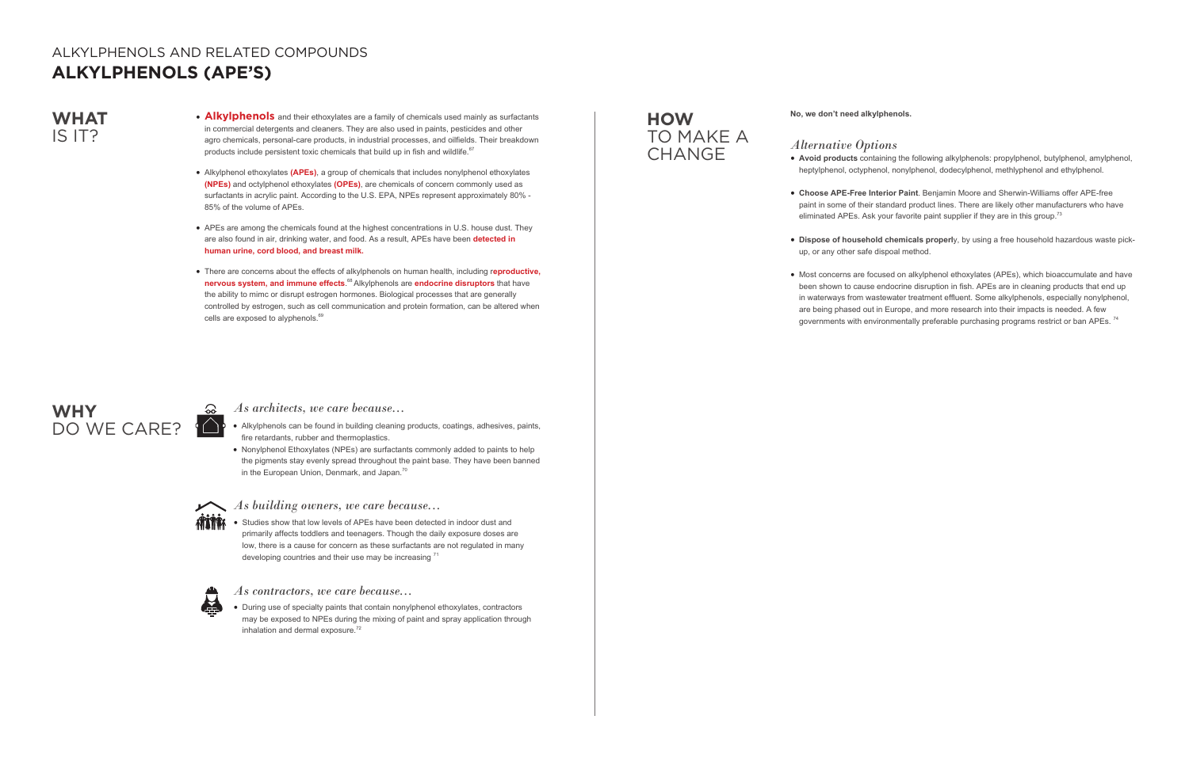ALKYLPHENOLS AND RELATED COMPOUNDS

# ALKYLPHENOLS (APE'S)

## WHAT IS IT?

- **Alkylphenols** and their ethoxylates are a family of chemicals used mainly as surfactants in commercial detergents and cleaners. They are also used in paints, pesticides and other agro chemicals, personal-care products, in industrial processes, and oilfields. Their breakdown products include persistent toxic chemicals that build up in fish and wildlife.[67]
- Alkylphenol ethoxylates **(APEs)**, a group of chemicals that includes nonylphenol ethoxylates **(NPEs)** and octylphenol ethoxylates **(OPEs)**, are chemicals of concern commonly used as surfactants in acrylic paint. According to the U.S. EPA, NPEs represent approximately 80% - 85% of the volume of APEs.
- APEs are among the chemicals found at the highest concentrations in U.S. house dust. They are also found in air, drinking water, and food. As a result, APEs have been **detected in human urine, cord blood, and breast milk.**
- There are concerns about the effects of alkylphenols on human health, including **reproductive, nervous system, and immune effects**.[68] Alkylphenols are **endocrine disruptors** that have the ability to mimc or disrupt estrogen hormones. Biological processes that are generally controlled by estrogen, such as cell communication and protein formation, can be altered when cells are exposed to alyphenols.[69]

## WHY DO WE CARE?

### *As architects, we care because...*

- Alkylphenols can be found in building cleaning products, coatings, adhesives, paints, fire retardants, rubber and thermoplastics.
- Nonylphenol Ethoxylates (NPEs) are surfactants commonly added to paints to help the pigments stay evenly spread throughout the paint base. They have been banned in the European Union, Denmark, and Japan.[70]

### *As building owners, we care because...*

- Studies show that low levels of APEs have been detected in indoor dust and primarily affects toddlers and teenagers. Though the daily exposure doses are low, there is a cause for concern as these surfactants are not regulated in many developing countries and their use may be increasing [71]

### *As contractors, we care because...*

- During use of specialty paints that contain nonylphenol ethoxylates, contractors may be exposed to NPEs during the mixing of paint and spray application through inhalation and dermal exposure.[72]

## HOW TO MAKE A CHANGE

**No, we don't need alkylphenols.**

### *Alternative Options*

- **Avoid products** containing the following alkylphenols: propylphenol, butylphenol, amylphenol, heptylphenol, octyphenol, nonylphenol, dodecylphenol, methlyphenol and ethylphenol.
- **Choose APE-Free Interior Paint**. Benjamin Moore and Sherwin-Williams offer APE-free paint in some of their standard product lines. There are likely other manufacturers who have eliminated APEs. Ask your favorite paint supplier if they are in this group.[73]
- **Dispose of household chemicals properl**y, by using a free household hazardous waste pick-up, or any other safe dispoal method.
- Most concerns are focused on alkylphenol ethoxylates (APEs), which bioaccumulate and have been shown to cause endocrine disruption in fish. APEs are in cleaning products that end up in waterways from wastewater treatment effluent. Some alkylphenols, especially nonylphenol, are being phased out in Europe, and more research into their impacts is needed. A few governments with environmentally preferable purchasing programs restrict or ban APEs. [74]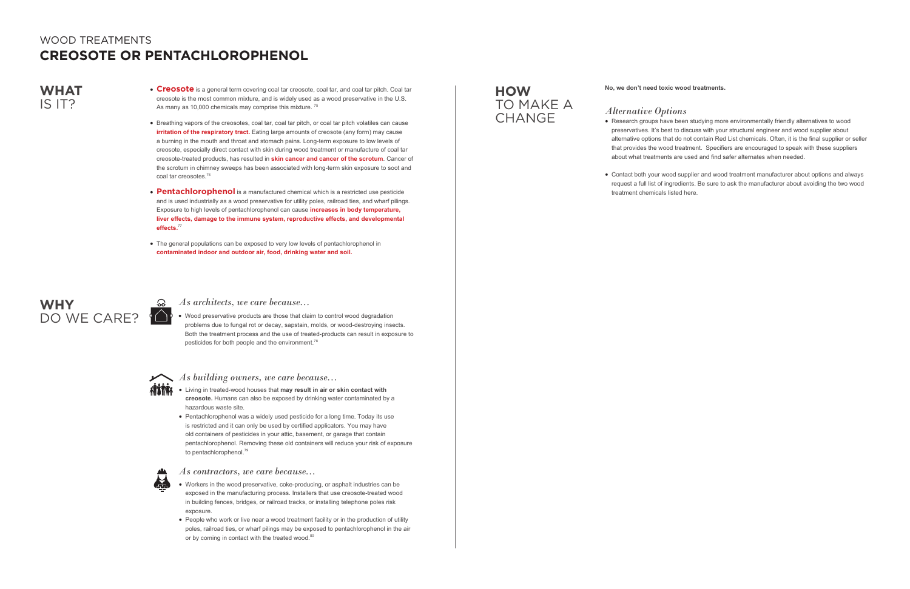WOOD TREATMENTS
# CREOSOTE OR PENTACHLOROPHENOL

## WHAT IS IT?

- **Creosote** is a general term covering coal tar creosote, coal tar, and coal tar pitch. Coal tar creosote is the most common mixture, and is widely used as a wood preservative in the U.S. As many as 10,000 chemicals may comprise this mixture. [75]
- Breathing vapors of the creosotes, coal tar, coal tar pitch, or coal tar pitch volatiles can cause **irritation of the respiratory tract.** Eating large amounts of creosote (any form) may cause a burning in the mouth and throat and stomach pains. Long-term exposure to low levels of creosote, especially direct contact with skin during wood treatment or manufacture of coal tar creosote-treated products, has resulted in **skin cancer and cancer of the scrotum**. Cancer of the scrotum in chimney sweeps has been associated with long-term skin exposure to soot and coal tar creosotes.[76]
- **Pentachlorophenol** is a manufactured chemical which is a restricted use pesticide and is used industrially as a wood preservative for utility poles, railroad ties, and wharf pilings. Exposure to high levels of pentachlorophenol can cause **increases in body temperature, liver effects, damage to the immune system, reproductive effects, and developmental effects.**[77]
- The general populations can be exposed to very low levels of pentachlorophenol in **contaminated indoor and outdoor air, food, drinking water and soil.**

## WHY DO WE CARE?

### *As architects, we care because...*

- Wood preservative products are those that claim to control wood degradation problems due to fungal rot or decay, sapstain, molds, or wood-destroying insects. Both the treatment process and the use of treated-products can result in exposure to pesticides for both people and the environment.[78]

### *As building owners, we care because...*

- Living in treated-wood houses that **may result in air or skin contact with creosote.** Humans can also be exposed by drinking water contaminated by a hazardous waste site.
- Pentachlorophenol was a widely used pesticide for a long time. Today its use is restricted and it can only be used by certified applicators. You may have old containers of pesticides in your attic, basement, or garage that contain pentachlorophenol. Removing these old containers will reduce your risk of exposure to pentachlorophenol.[79]

### *As contractors, we care because...*

- Workers in the wood preservative, coke-producing, or asphalt industries can be exposed in the manufacturing process. Installers that use creosote-treated wood in building fences, bridges, or railroad tracks, or installing telephone poles risk exposure.
- People who work or live near a wood treatment facility or in the production of utility poles, railroad ties, or wharf pilings may be exposed to pentachlorophenol in the air or by coming in contact with the treated wood.[80]

## HOW TO MAKE A CHANGE

**No, we don't need toxic wood treatments.**

### *Alternative Options*

- Research groups have been studying more environmentally friendly alternatives to wood preservatives. It's best to discuss with your structural engineer and wood supplier about alternative options that do not contain Red List chemicals. Often, it is the final supplier or seller that provides the wood treatment. Specifiers are encouraged to speak with these suppliers about what treatments are used and find safer alternates when needed.
- Contact both your wood supplier and wood treatment manufacturer about options and always request a full list of ingredients. Be sure to ask the manufacturer about avoiding the two wood treatment chemicals listed here.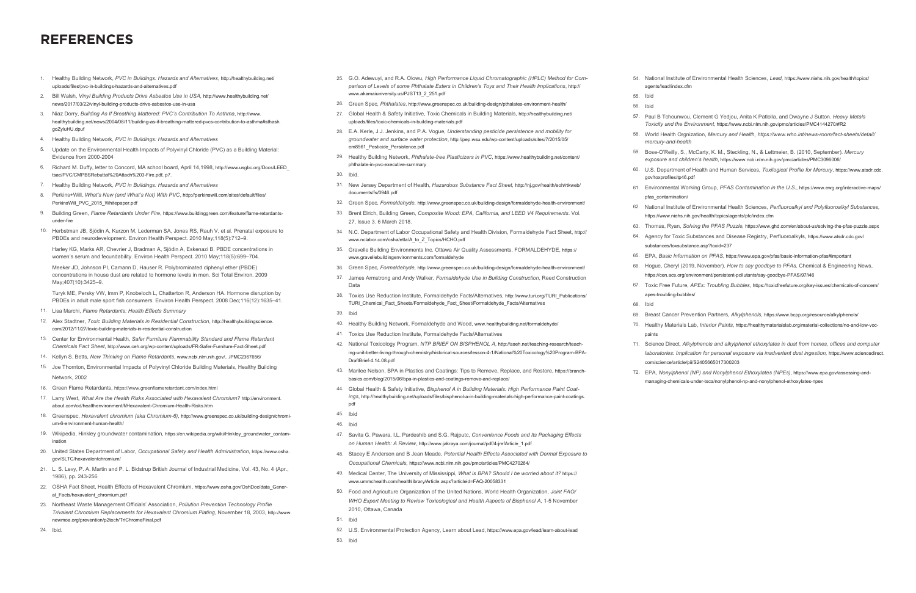# REFERENCES

1. Healthy Building Network, *PVC in Buildings: Hazards and Alternatives*, http://healthybuilding.net/uploads/files/pvc-in-buildings-hazards-and-alternatives.pdf
2. Bill Walsh, *Vinyl Building Products Drive Asbestos Use in USA*, http://www.healthybuilding.net/news/2017/03/22/vinyl-building-products-drive-asbestos-use-in-usa
3. Niaz Dorry, *Building As If Breathing Mattered: PVC's Contribution To Asthma*, http://www.healthybuilding.net/news/2004/08/11/building-as-if-breathing-mattered-pvcs-contribution-to-asthma#sthash.goZyluHU.dpuf
4. Healthy Building Network, *PVC in Buildings: Hazards and Alternatives*
5. Update on the Environmental Health Impacts of Polyvinyl Chloride (PVC) as a Building Material: Evidence from 2000-2004
6. Richard M. Duffy, letter to Concord, MA school board, April 14,1998, http://www.usgbc.org/Docs/LEED_tsac/PVC/CMPBSRebuttal%20Attach%203-Fire.pdf, p7.
7. Healthy Building Network, *PVC in Buildings: Hazards and Alternatives*
8. Perkins+Will, *What's New (and What's Not) With PVC*, http://perkinswill.com/sites/default/files/PerkinsWill_PVC_2015_Whitepaper.pdf
9. Building Green, *Flame Retardants Under Fire*, https://www.buildinggreen.com/feature/flame-retardants-under-fire
10. Herbstman JB, Sjödin A, Kurzon M, Lederman SA, Jones RS, Rauh V, et al. Prenatal exposure to PBDEs and neurodevelopment. Environ Health Perspect. 2010 May;118(5):712–9.

    Harley KG, Marks AR, Chevrier J, Bradman A, Sjödin A, Eskenazi B. PBDE concentrations in women's serum and fecundability. Environ Health Perspect. 2010 May;118(5):699–704.

    Meeker JD, Johnson PI, Camann D, Hauser R. Polybrominated diphenyl ether (PBDE) concentrations in house dust are related to hormone levels in men. Sci Total Environ. 2009 May;407(10):3425–9.

    Turyk ME, Persky VW, Imm P, Knobeloch L, Chatterton R, Anderson HA. Hormone disruption by PBDEs in adult male sport fish consumers. Environ Health Perspect. 2008 Dec;116(12):1635–41.
11. Lisa Marchi, *Flame Retardants: Health Effects Summary*
12. Alex Stadtner, *Toxic Building Materials in Residential Construction*, http://healthybuildingscience.com/2012/11/27/toxic-building-materials-in-residential-construction
13. Center for Environmental Health, *Safer Furniture Flammability Standard and Flame Retardant Chemicals Fact Sheet*, http://www.ceh.org/wp-content/uploads/FR-Safer-Furniture-Fact-Sheet.pdf
14. Kellyn S. Betts, *New Thinking on Flame Retardants*, www.ncbi.nlm.nih.gov/.../PMC2367656/
15. Joe Thornton, Environmental Impacts of Polyvinyl Chloride Building Materials, Healthy Building Network, 2002
16. Green Flame Retardants, https://www.greenflameretardant.com/index.html
17. Larry West, *What Are the Health Risks Associated with Hexavalent Chromium?* http://environment.about.com/od/healthenvironment/f/Hexavalent-Chromium-Health-Risks.htm
18. Greenspec, *Hexavalent chromium (aka Chromium-6)*, http://www.greenspec.co.uk/building-design/chromium-6-environment-human-health/
19. Wikipedia, Hinkley groundwater contamination, https://en.wikipedia.org/wiki/Hinkley_groundwater_contamination
20. United States Department of Labor, *Occupational Safety and Health Administration*, https://www.osha.gov/SLTC/hexavalentchromium/
21. L. S. Levy, P. A. Martin and P. L. Bidstrup British Journal of Industrial Medicine, Vol. 43, No. 4 (Apr., 1986), pp. 243-256
22. OSHA Fact Sheet, Health Effects of Hexavalent Chromium, https://www.osha.gov/OshDoc/data_General_Facts/hexavalent_chromium.pdf
23. Northeast Waste Management Officials' Association, *Pollution Prevention Technology Profile Trivalent Chromium Replacements for Hexavalent Chromium Plating*, November 18, 2003, http://www.newmoa.org/prevention/p2tech/TriChromeFinal.pdf
24. Ibid.
25. G.O. Adewuyi, and R.A. Olowu, *High Performance Liquid Chromatographic (HPLC) Method for Comparison of Levels of Some Phthalate Esters in Children's Toys and Their Health Implications*, http://www.akamaiuniversity.us/PJST13_2_251.pdf
26. Green Spec, *Phthalates*, http://www.greenspec.co.uk/building-design/pthalates-environment-health/
27. Global Health & Safety Initiative, Toxic Chemicals in Building Materials, http://healthybuilding.net/uploads/files/toxic-chemicals-in-building-materials.pdf
28. E.A. Kerle, J.J. Jenkins, and P.A. Vogue, *Understanding pesticide persistence and mobility for groundwater and surface water protection*, http://pep.wsu.edu/wp-content/uploads/sites/7/2015/05/em8561_Pesticide_Persistence.pdf
29. Healthy Building Network, *Phthalate-free Plasticizers in PVC*, https://www.healthybuilding.net/content/phthalate-in-pvc-executive-summary
30. Ibid.
31. New Jersey Department of Health, *Hazardous Substance Fact Sheet*, http://nj.gov/health/eoh/rtkweb/documents/fs/0946.pdf
32. Green Spec, *Formaldehyde*, http://www.greenspec.co.uk/building-design/formaldehyde-health-environment/
33. Brent Elrich, Building Green, *Composite Wood: EPA, California, and LEED V4 Requirements*. Vol. 27, Issue 3. 6 March 2018.
34. N.C. Department of Labor Occupational Safety and Health Division, Formaldehyde Fact Sheet, http://www.nclabor.com/osha/etta/A_to_Z_Topics/HCHO.pdf
35. Gravelle Building Environments Inc. Ottawa Air Quality Assessments, FORMALDEHYDE, https://www.gravellebuildingenvironments.com/formaldehyde
36. Green Spec, *Formaldehyde*, http://www.greenspec.co.uk/building-design/formaldehyde-health-environment/
37. James Armstrong and Andy Walker, *Formaldehyde Use in Building Construction*, Reed Construction Data
38. Toxics Use Reduction Institute, Formaldehyde Facts/Alternatives, http://www.turi.org/TURI_Publications/TURI_Chemical_Fact_Sheets/Formaldehyde_Fact_Sheet/Formaldehyde_Facts/Alternatives
39. Ibid
40. Healthy Building Network, Formaldehyde and Wood, www.healthybuilding.net/formaldehyde/
41. Toxics Use Reduction Institute, Formaldehyde Facts/Alternatives
42. National Toxicology Program, *NTP BRIEF ON BISPHENOL A*, http://aseh.net/teaching-research/teaching-unit-better-living-through-chemistry/historical-sources/lesson-4-1/National%20Toxicology%20Program-BPA-DraftBrief-4.14.08.pdf
43. Marilee Nelson, BPA in Plastics and Coatings: Tips to Remove, Replace, and Restore, https://branch-basics.com/blog/2015/06/bpa-in-plastics-and-coatings-remove-and-replace/
44. Global Health & Safety Initiative, *Bisphenol A in Building Materials: High Performance Paint Coatings*, http://healthybuilding.net/uploads/files/bisphenol-a-in-building-materials-high-performance-paint-coatings.pdf
45. Ibid
46. Ibid
47. Savita G. Pawara, I.L. Pardeshib and S.G. Rajputc, *Convenience Foods and Its Packaging Effects on Human Health: A Review*, http://www.jakraya.com/journal/pdf/4-jrefArticle_1.pdf
48. Stacey E Anderson and B Jean Meade, *Potential Health Effects Associated with Dermal Exposure to Occupational Chemicals*, https://www.ncbi.nlm.nih.gov/pmc/articles/PMC4270264/
49. Medical Center, The University of Mississippi, *What is BPA? Should I be worried about it?* https://www.ummchealth.com/healthlibrary/Article.aspx?articleid=FAQ-20058331
50. Food and Agriculture Organization of the United Nations, World Health Organization, *Joint FAO/WHO Expert Meeting to Review Toxicological and Health Aspects of Bisphenol A*, 1-5 November 2010, Ottawa, Canada
51. Ibid
52. U.S. Environmental Protection Agency, Learn about Lead, https://www.epa.gov/lead/learn-about-lead
53. Ibid
54. National Institute of Environmental Health Sciences, *Lead*, https://www.niehs.nih.gov/health/topics/agents/lead/index.cfm
55. Ibid
56. Ibid
57. Paul B Tchounwou, Clement G Yedjou, Anita K Patlolla, and Dwayne J Sutton. *Heavy Metals Toxicity and the Environment*, https://www.ncbi.nlm.nih.gov/pmc/articles/PMC4144270/#R2
58. World Health Orgnization, *Mercury and Health*, *https://www.who.int/news-room/fact-sheets/detail/mercury-and-health*
59. Bose-O'Reilly, S., McCarty, K. M., Steckling, N., & Lettmeier, B. (2010, September). *Mercury exposure and children's health*, https://www.ncbi.nlm.nih.gov/pmc/articles/PMC3096006/
60. U.S. Department of Health and Human Services, *Toxilogical Profile for Mercury*, https://www.atsdr.cdc.gov/toxprofiles/tp46.pdf
61. Environmental Working Group, *PFAS Contamination in the U.S.*, https://www.ewg.org/interactive-maps/pfas_contamination/
62. National Institute of Environmental Health Sciences, *Perfluoroalkyl and Polyfluoroalkyl Substances*, https://www.niehs.nih.gov/health/topics/agents/pfc/index.cfm
63. Thomas, Ryan, *Solving the PFAS Puzzle*, https://www.ghd.com/en/about-us/solving-the-pfas-puzzle.aspx
64. Agency for Toxic Substances and Disease Registry, Perfluoroalkyls, https://www.atsdr.cdc.gov/substances/toxsubstance.asp?toxid=237
65. EPA, *Basic Information on PFAS*, https://www.epa.gov/pfas/basic-information-pfas#important
66. Hogue, Cheryl (2019, November). *How to say goodbye to PFAs*, Chemical & Engineering News, https://cen.acs.org/environment/persistent-pollutants/say-goodbye-PFAS/97/i46
67. Toxic Free Future, *APEs: Troubling Bubbles*, https://toxicfreefuture.org/key-issues/chemicals-of-concern/apes-troubling-bubbles/
68. Ibid
69. Breast Cancer Prevention Partners, *Alkylphenols*, https://www.bcpp.org/resource/alkylphenols/
70. Healthy Materials Lab, *Interior Paints*, https://healthymaterialslab.org/material-collections/no-and-low-voc-paints
71. Science Direct, *Alkylphenols and alkylphenol ethoxylates in dust from homes, offices and computer laboratories: Implication for personal exposure via inadvertent dust ingestion*, https://www.sciencedirect.com/science/article/pii/S2405665017300203
72. EPA, *Nonylphenol (NP) and Nonylphenol Ethoxylates (NPEs)*, https://www.epa.gov/assessing-and-managing-chemicals-under-tsca/nonylphenol-np-and-nonylphenol-ethoxylates-npes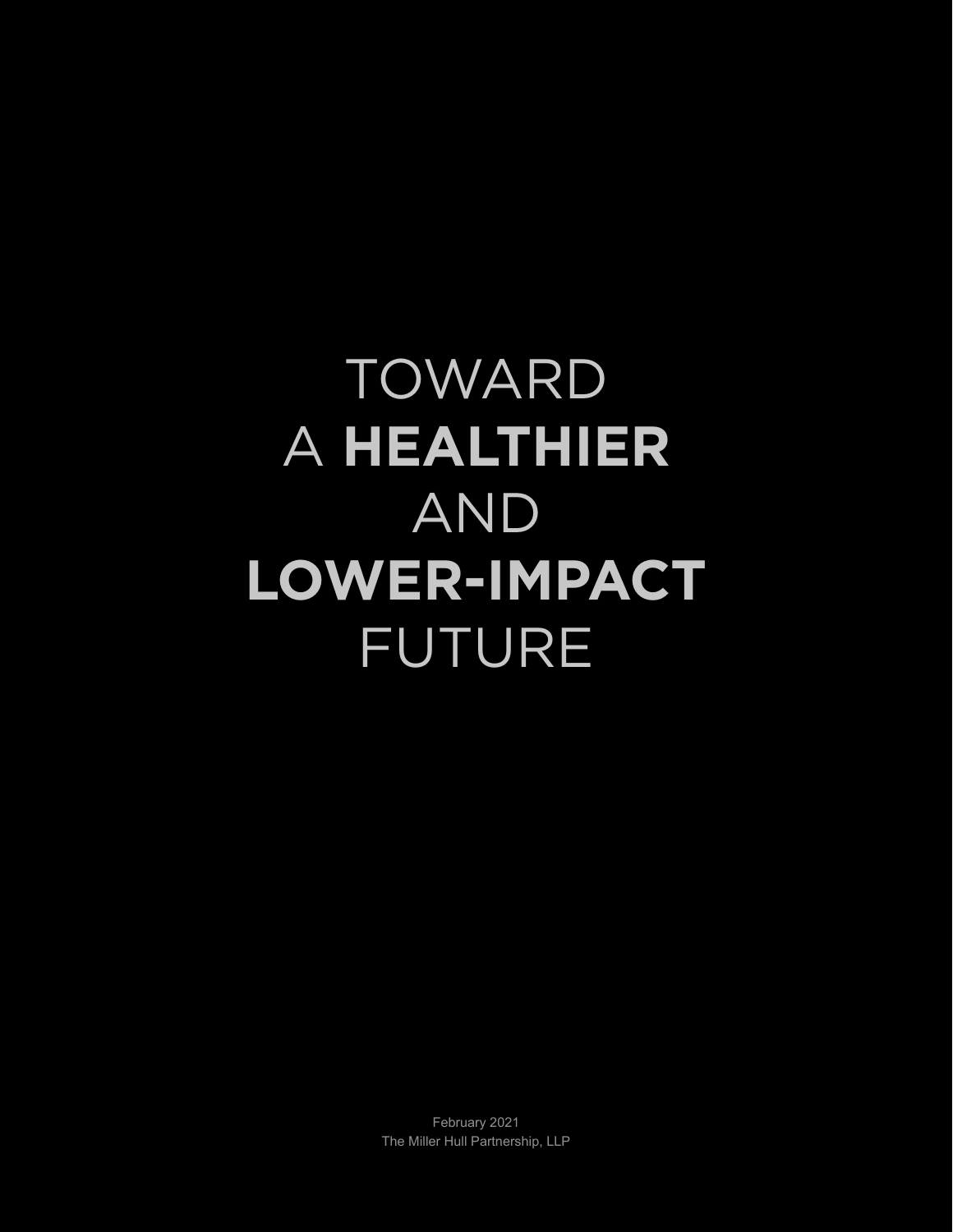# TOWARD A **HEALTHIER** AND **LOWER-IMPACT** FUTURE

February 2021
The Miller Hull Partnership, LLP